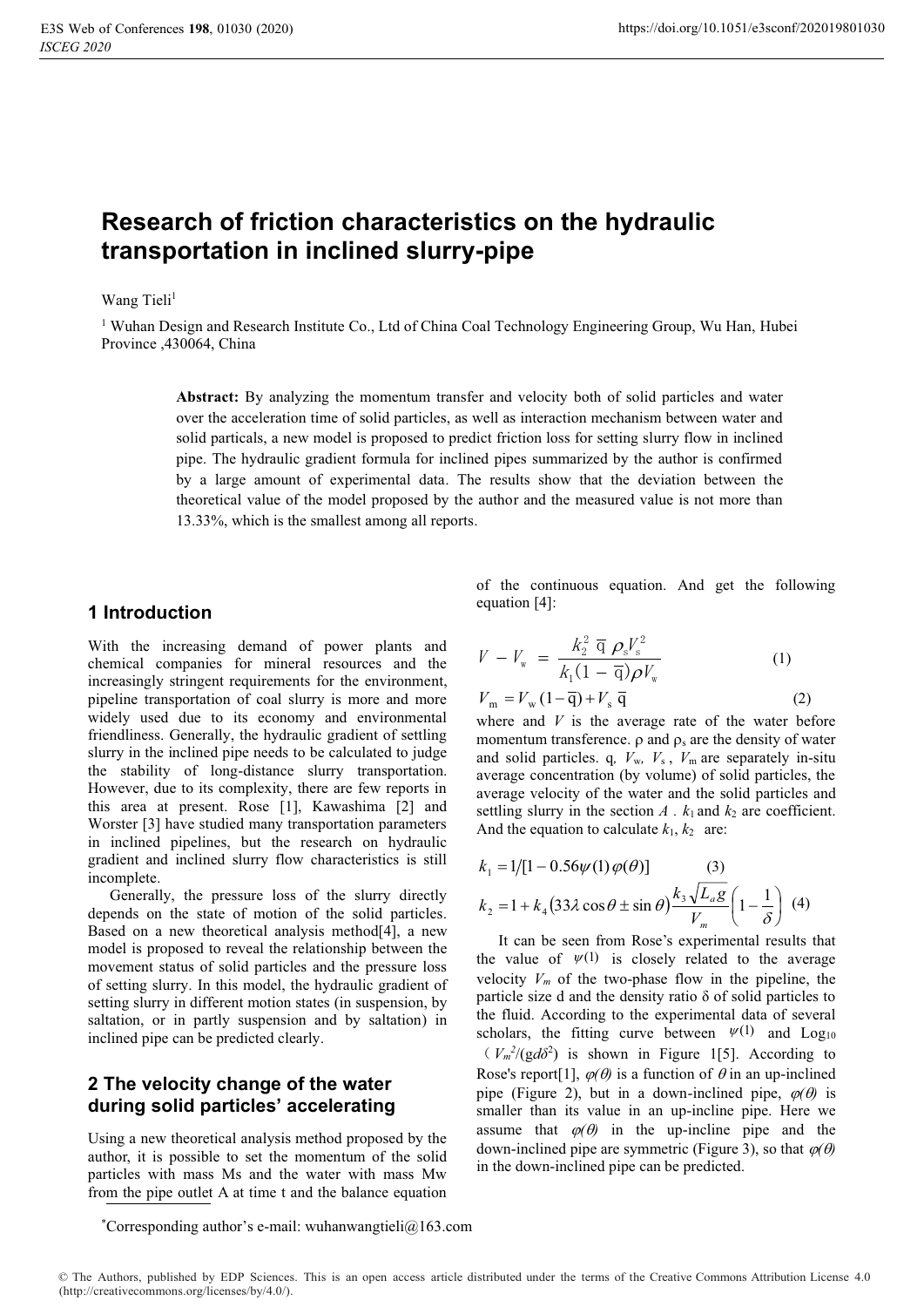# Research of friction characteristics on the hydraulic transportation in inclined slurry-pipe

Wang Tieli[1]

[1] Wuhan Design and Research Institute Co., Ltd of China Coal Technology Engineering Group, Wu Han, Hubei Province ,430064, China

**Abstract:** By analyzing the momentum transfer and velocity both of solid particles and water over the acceleration time of solid particles, as well as interaction mechanism between water and solid particals, a new model is proposed to predict friction loss for setting slurry flow in inclined pipe. The hydraulic gradient formula for inclined pipes summarized by the author is confirmed by a large amount of experimental data. The results show that the deviation between the theoretical value of the model proposed by the author and the measured value is not more than 13.33%, which is the smallest among all reports.

## 1 Introduction

With the increasing demand of power plants and chemical companies for mineral resources and the increasingly stringent requirements for the environment, pipeline transportation of coal slurry is more and more widely used due to its economy and environmental friendliness. Generally, the hydraulic gradient of settling slurry in the inclined pipe needs to be calculated to judge the stability of long-distance slurry transportation. However, due to its complexity, there are few reports in this area at present. Rose [1], Kawashima [2] and Worster [3] have studied many transportation parameters in inclined pipelines, but the research on hydraulic gradient and inclined slurry flow characteristics is still incomplete.

Generally, the pressure loss of the slurry directly depends on the state of motion of the solid particles. Based on a new theoretical analysis method[4], a new model is proposed to reveal the relationship between the movement status of solid particles and the pressure loss of setting slurry. In this model, the hydraulic gradient of setting slurry in different motion states (in suspension, by saltation, or in partly suspension and by saltation) in inclined pipe can be predicted clearly.

## 2 The velocity change of the water during solid particles' accelerating

Using a new theoretical analysis method proposed by the author, it is possible to set the momentum of the solid particles with mass Ms and the water with mass Mw from the pipe outlet A at time t and the balance equation of the continuous equation. And get the following equation [4]:

$$V - V_w = \frac{k_2^2 \, \bar{q} \, \rho_s V_s^2}{k_1(1-\bar{q})\rho V_w} \quad (1)$$

$$V_m = V_w(1-\bar{q}) + V_s \, \bar{q} \quad (2)$$

where and $V$ is the average rate of the water before momentum transference. ρ and $\rho_s$ are the density of water and solid particles. q, $V_w$, $V_s$, $V_m$ are separately in-situ average concentration (by volume) of solid particles, the average velocity of the water and the solid particles and settling slurry in the section *A* . $k_1$ and $k_2$ are coefficient. And the equation to calculate $k_1$, $k_2$ are:

$$k_1 = 1/[1 - 0.56\psi(1)\varphi(\theta)] \quad (3)$$

$$k_2 = 1 + k_4(33\lambda\cos\theta \pm \sin\theta)\frac{k_3\sqrt{L_a g}}{V_m}\left(1 - \frac{1}{\delta}\right) \quad (4)$$

It can be seen from Rose's experimental results that the value of $\psi(1)$ is closely related to the average velocity $V_m$ of the two-phase flow in the pipeline, the particle size d and the density ratio δ of solid particles to the fluid. According to the experimental data of several scholars, the fitting curve between $\psi(1)$ and $\mathrm{Log}_{10}$ ($V_m^2/(gd\delta^2)$) is shown in Figure 1[5]. According to Rose's report[1], $\varphi(\theta)$ is a function of $\theta$ in an up-inclined pipe (Figure 2), but in a down-inclined pipe, $\varphi(\theta)$ is smaller than its value in an up-incline pipe. Here we assume that $\varphi(\theta)$ in the up-incline pipe and the down-inclined pipe are symmetric (Figure 3), so that $\varphi(\theta)$ in the down-inclined pipe can be predicted.

*Corresponding author's e-mail: wuhanwangtieli@163.com

© The Authors, published by EDP Sciences. This is an open access article distributed under the terms of the Creative Commons Attribution License 4.0 (http://creativecommons.org/licenses/by/4.0/).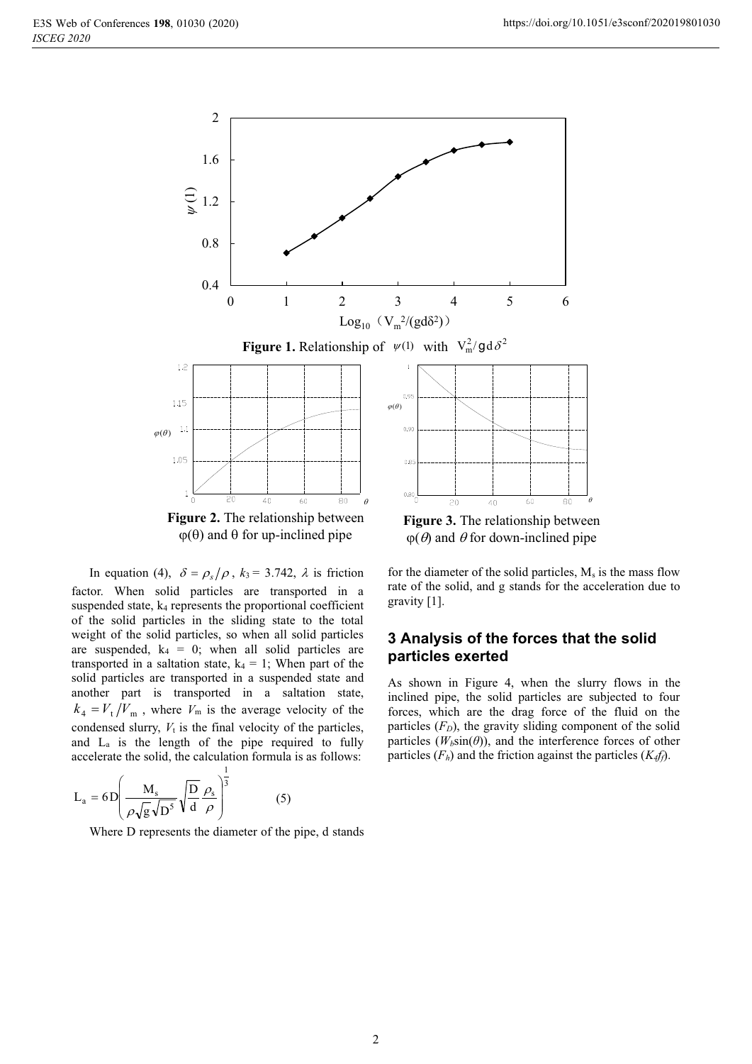Figure 1. Relationship of $\psi(1)$ with $V_m^2/gd\delta^2$

Figure 2. The relationship between $\varphi(\theta)$ and $\theta$ for up-inclined pipe

Figure 3. The relationship between $\varphi(\theta)$ and $\theta$ for down-inclined pipe

In equation (4), $\delta = \rho_s/\rho$, $k_3 = 3.742$, $\lambda$ is friction factor. When solid particles are transported in a suspended state, $k_4$ represents the proportional coefficient of the solid particles in the sliding state to the total weight of the solid particles, so when all solid particles are suspended, $k_4 = 0$; when all solid particles are transported in a saltation state, $k_4 = 1$; When part of the solid particles are transported in a suspended state and another part is transported in a saltation state, $k_4 = V_t/V_m$, where $V_m$ is the average velocity of the condensed slurry, $V_t$ is the final velocity of the particles, and $L_a$ is the length of the pipe required to fully accelerate the solid, the calculation formula is as follows:

$$L_a = 6D\left(\frac{M_s}{\rho\sqrt{g}\sqrt{D^5}}\sqrt{\frac{D}{d}\frac{\rho_s}{\rho}}\right)^{\frac{1}{3}} \tag{5}$$

Where D represents the diameter of the pipe, d stands for the diameter of the solid particles, $M_s$ is the mass flow rate of the solid, and g stands for the acceleration due to gravity [1].

## 3 Analysis of the forces that the solid particles exerted

As shown in Figure 4, when the slurry flows in the inclined pipe, the solid particles are subjected to four forces, which are the drag force of the fluid on the particles ($F_D$), the gravity sliding component of the solid particles ($W_b\sin(\theta)$), and the interference forces of other particles ($F_h$) and the friction against the particles ($K_4 f_f$).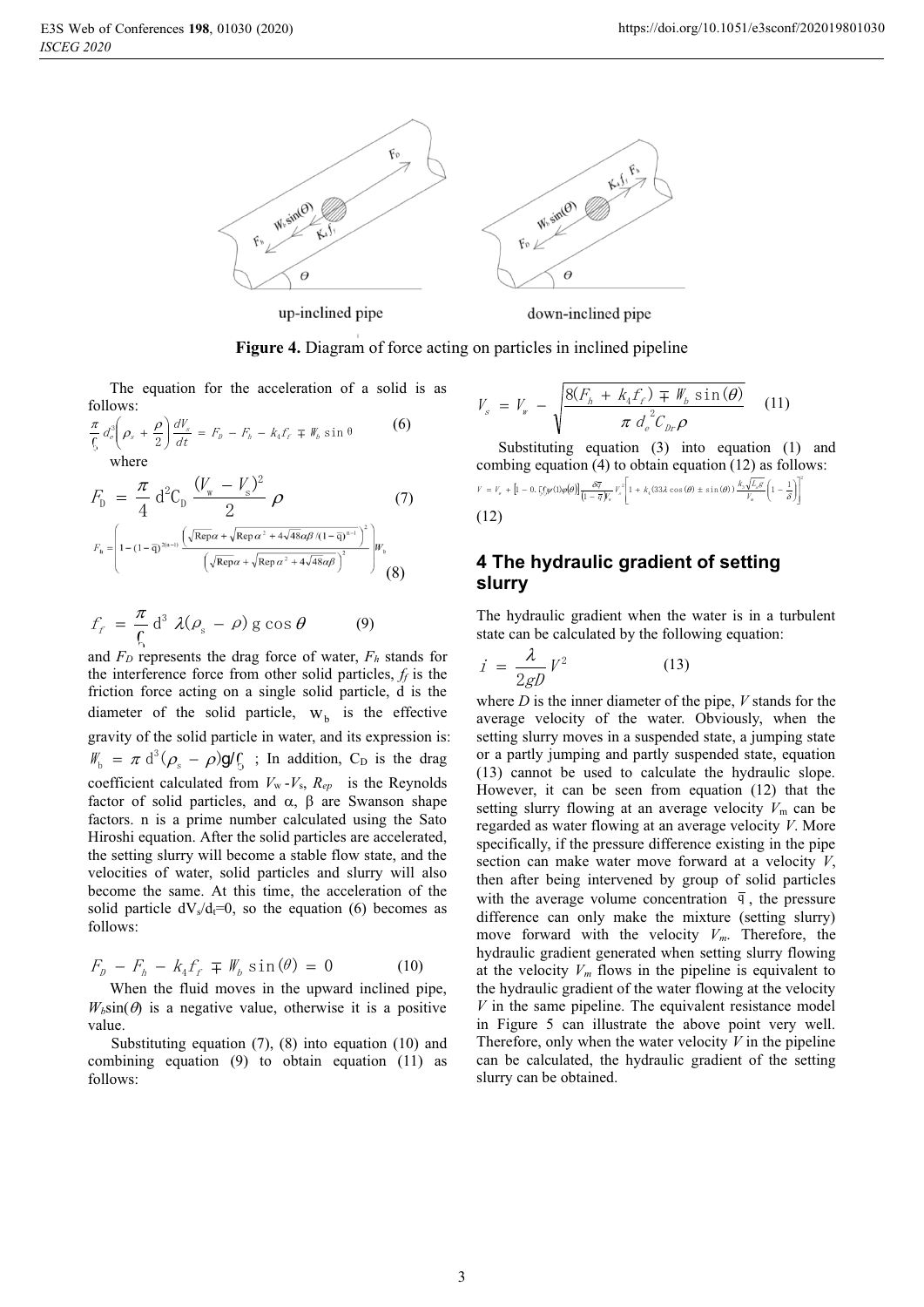Figure 4. Diagram of force acting on particles in inclined pipeline

The equation for the acceleration of a solid is as follows:

$$\frac{\pi}{6} d_e^3 \left( \rho_s + \frac{\rho}{2} \right) \frac{dV_s}{dt} = F_D - F_h - k_4 f_f \mp W_b \sin\theta \tag{6}$$

where

$$F_D = \frac{\pi}{4} d^2 C_D \frac{(V_w - V_s)^2}{2} \rho \tag{7}$$

$$F_h = \left( 1 - (1-\bar{q})^{2(n-1)} \frac{\left( \sqrt{\mathrm{Rep}\,\alpha} + \sqrt{\mathrm{Rep}\,\alpha^2 + 4\sqrt{48\alpha\beta/(1-\bar{q})^{n-1}}} \right)^2}{\left( \sqrt{\mathrm{Rep}\,\alpha} + \sqrt{\mathrm{Rep}\,\alpha^2 + 4\sqrt{48\alpha\beta}} \right)^2} \right) W_b \tag{8}$$

$$f_f = \frac{\pi}{6} d^3 \lambda (\rho_s - \rho) g \cos\theta \tag{9}$$

and $F_D$ represents the drag force of water, $F_h$ stands for the interference force from other solid particles, $f_f$ is the friction force acting on a single solid particle, d is the diameter of the solid particle, $W_b$ is the effective gravity of the solid particle in water, and its expression is: $W_b = \pi d^3 (\rho_s - \rho) g / 6$ ; In addition, $C_D$ is the drag coefficient calculated from $V_w - V_s$, $R_{ep}$ is the Reynolds factor of solid particles, and α, β are Swanson shape factors. n is a prime number calculated using the Sato Hiroshi equation. After the solid particles are accelerated, the setting slurry will become a stable flow state, and the velocities of water, solid particles and slurry will also become the same. At this time, the acceleration of the solid particle $dV_s/d_t=0$, so the equation (6) becomes as follows:

$$F_D - F_h - k_4 f_f \mp W_b \sin(\theta) = 0 \tag{10}$$

When the fluid moves in the upward inclined pipe, $W_b \sin(\theta)$ is a negative value, otherwise it is a positive value.

Substituting equation (7), (8) into equation (10) and combining equation (9) to obtain equation (11) as follows:

$$V_s = V_w - \sqrt{\frac{8(F_h + k_4 f_f) \mp W_b \sin(\theta)}{\pi d_e^2 C_{Dr} \rho}} \tag{11}$$

Substituting equation (3) into equation (1) and combing equation (4) to obtain equation (12) as follows:

$$V = V_e + \left[ 1 - 0.\zeta_f \psi(1)\varphi(\theta) \right] \frac{\delta \bar{q}}{(1-\bar{q}) V_e} V_s^2 \left[ 1 + k_s (33\lambda \cos(\theta) \pm \sin(\theta)) \frac{k_s \sqrt{L_s g}}{V_e} \left( 1 - \frac{1}{\delta} \right) \right]^2 \tag{12}$$

## 4 The hydraulic gradient of setting slurry

The hydraulic gradient when the water is in a turbulent state can be calculated by the following equation:

$$i = \frac{\lambda}{2gD} V^2 \tag{13}$$

where $D$ is the inner diameter of the pipe, $V$ stands for the average velocity of the water. Obviously, when the setting slurry moves in a suspended state, a jumping state or a partly jumping and partly suspended state, equation (13) cannot be used to calculate the hydraulic slope. However, it can be seen from equation (12) that the setting slurry flowing at an average velocity $V_m$ can be regarded as water flowing at an average velocity $V$. More specifically, if the pressure difference existing in the pipe section can make water move forward at a velocity $V$, then after being intervened by group of solid particles with the average volume concentration $\bar{q}$, the pressure difference can only make the mixture (setting slurry) move forward with the velocity $V_m$. Therefore, the hydraulic gradient generated when setting slurry flowing at the velocity $V_m$ flows in the pipeline is equivalent to the hydraulic gradient of the water flowing at the velocity $V$ in the same pipeline. The equivalent resistance model in Figure 5 can illustrate the above point very well. Therefore, only when the water velocity $V$ in the pipeline can be calculated, the hydraulic gradient of the setting slurry can be obtained.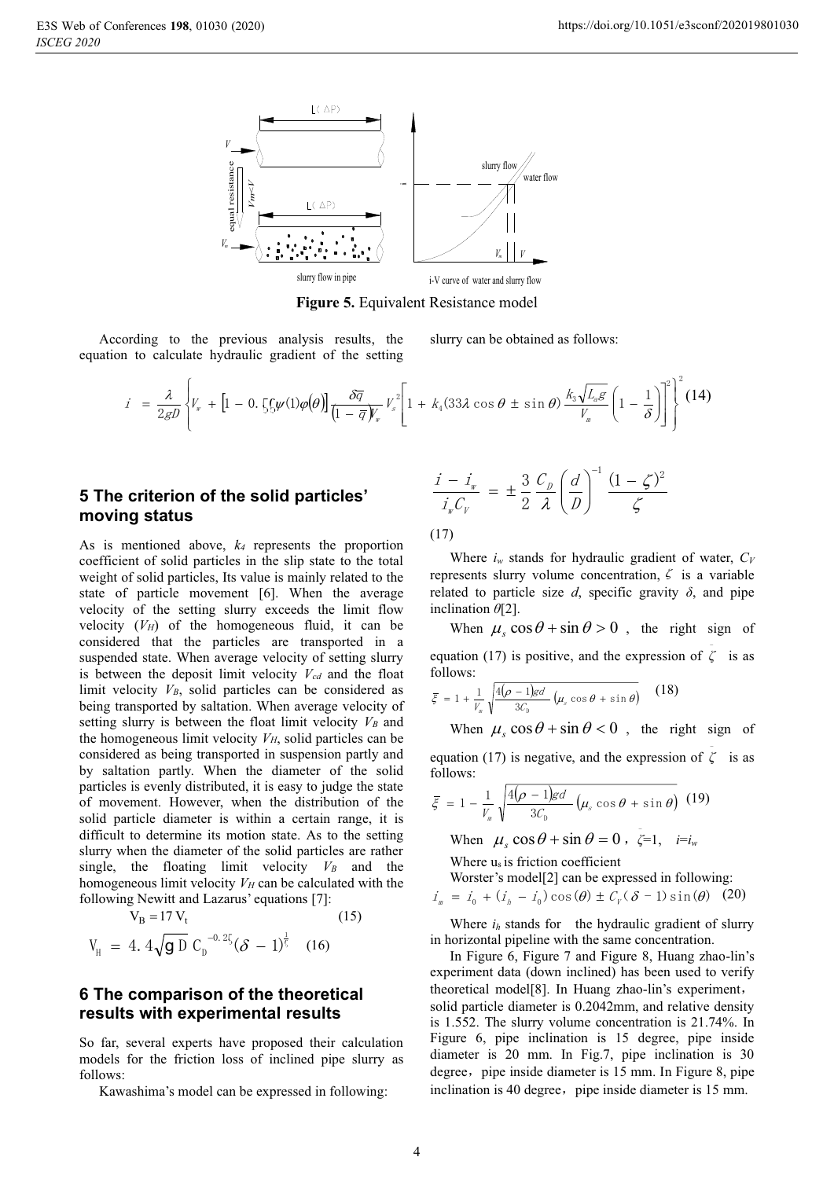Figure 5. Equivalent Resistance model

According to the previous analysis results, the equation to calculate hydraulic gradient of the setting slurry can be obtained as follows:

$$i = \frac{\lambda}{2gD}\left\{V_w + \left[1 - 0.55\psi(1)\varphi(\theta)\right]\frac{\delta\bar{q}}{(1-\bar{q})V_w}V_s^2\left[1 + k_4(33\lambda\cos\theta \pm \sin\theta)\frac{k_3\sqrt{L_a g}}{V_m}\left(1 - \frac{1}{\delta}\right)\right]^2\right\}^2 \quad (14)$$

## 5 The criterion of the solid particles' moving status

As is mentioned above, $k_4$ represents the proportion coefficient of solid particles in the slip state to the total weight of solid particles, Its value is mainly related to the state of particle movement [6]. When the average velocity of the setting slurry exceeds the limit flow velocity ($V_H$) of the homogeneous fluid, it can be considered that the particles are transported in a suspended state. When average velocity of setting slurry is between the deposit limit velocity $V_{cd}$ and the float limit velocity $V_B$, solid particles can be considered as being transported by saltation. When average velocity of setting slurry is between the float limit velocity $V_B$ and the homogeneous limit velocity $V_H$, solid particles can be considered as being transported in suspension partly and by saltation partly. When the diameter of the solid particles is evenly distributed, it is easy to judge the state of movement. However, when the distribution of the solid particle diameter is within a certain range, it is difficult to determine its motion state. As to the setting slurry when the diameter of the solid particles are rather single, the floating limit velocity $V_B$ and the homogeneous limit velocity $V_H$ can be calculated with the following Newitt and Lazarus' equations [7]:

$$V_B = 17V_t \quad (15)$$

$$V_H = 4.4\sqrt{gD}\,C_D^{-0.25}(\delta - 1)^{\frac{1}{5}} \quad (16)$$

## 6 The comparison of the theoretical results with experimental results

So far, several experts have proposed their calculation models for the friction loss of inclined pipe slurry as follows:

Kawashima's model can be expressed in following:

$$\frac{i - i_w}{i_w C_V} = \pm\frac{3}{2}\frac{C_D}{\lambda}\left(\frac{d}{D}\right)^{-1}\frac{(1-\zeta)^2}{\zeta} \quad (17)$$

Where $i_w$ stands for hydraulic gradient of water, $C_V$ represents slurry volume concentration, $\zeta$ is a variable related to particle size $d$, specific gravity $\delta$, and pipe inclination $\theta$[2].

When $\mu_s\cos\theta + \sin\theta > 0$, the right sign of equation (17) is positive, and the expression of $\zeta$ is as follows:

$$\bar{\xi} = 1 + \frac{1}{V_m}\sqrt{\frac{4(\rho - 1)gd}{3C_D}\left(\mu_s\cos\theta + \sin\theta\right)} \quad (18)$$

When $\mu_s\cos\theta + \sin\theta < 0$, the right sign of equation (17) is negative, and the expression of $\zeta$ is as follows:

$$\bar{\xi} = 1 - \frac{1}{V_m}\sqrt{\frac{4(\rho - 1)gd}{3C_D}\left(\mu_s\cos\theta + \sin\theta\right)} \quad (19)$$

When $\mu_s\cos\theta + \sin\theta = 0$, $\zeta$=1, $i$=$i_w$

Where $u_s$ is friction coefficient

Worster's model[2] can be expressed in following:

$$i_m = i_0 + (i_h - i_0)\cos(\theta) \pm C_V(\delta - 1)\sin(\theta) \quad (20)$$

Where $i_h$ stands for the hydraulic gradient of slurry in horizontal pipeline with the same concentration.

In Figure 6, Figure 7 and Figure 8, Huang zhao-lin's experiment data (down inclined) has been used to verify theoretical model[8]. In Huang zhao-lin's experiment, solid particle diameter is 0.2042mm, and relative density is 1.552. The slurry volume concentration is 21.74%. In Figure 6, pipe inclination is 15 degree, pipe inside diameter is 20 mm. In Fig.7, pipe inclination is 30 degree, pipe inside diameter is 15 mm. In Figure 8, pipe inclination is 40 degree, pipe inside diameter is 15 mm.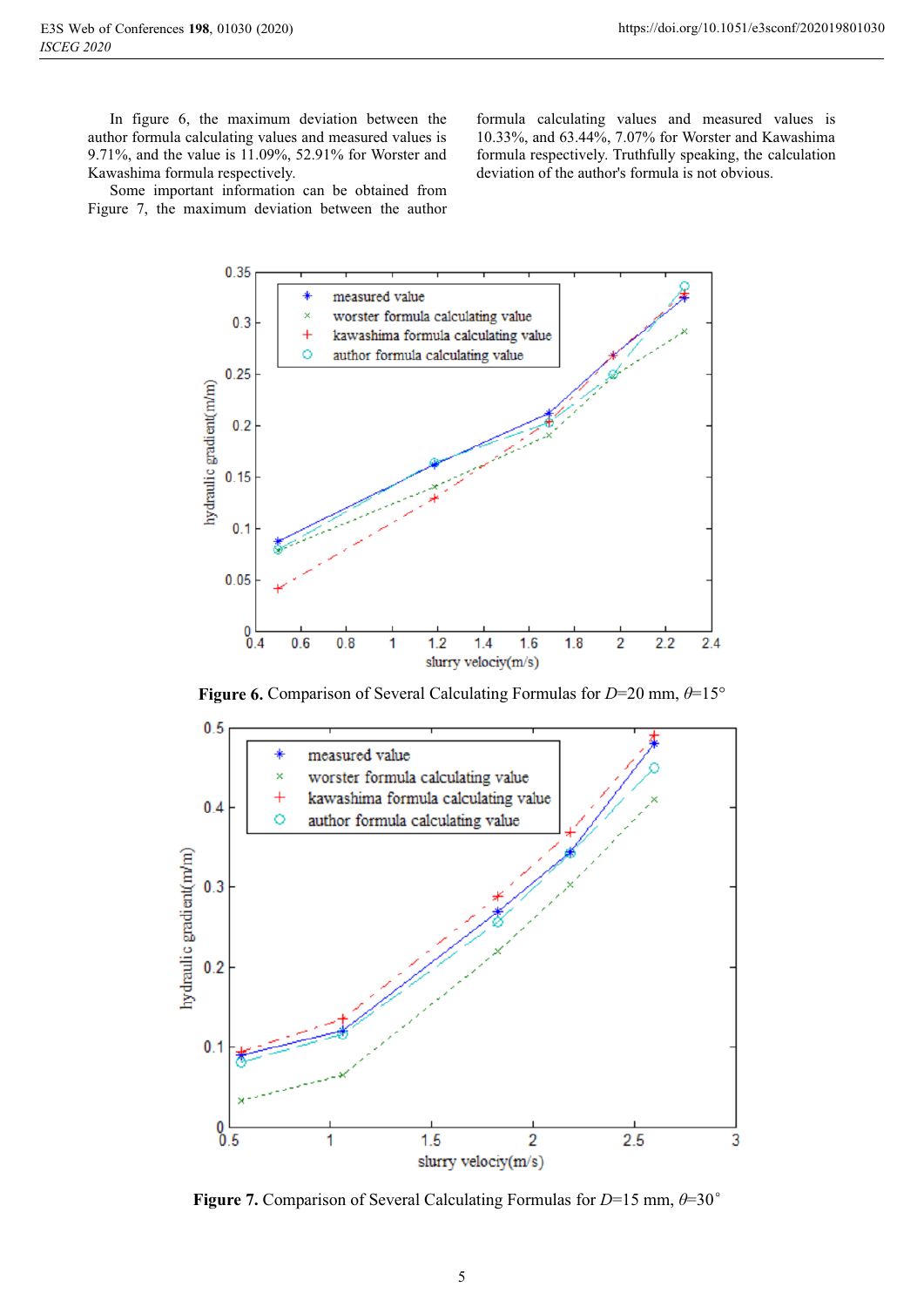In figure 6, the maximum deviation between the author formula calculating values and measured values is 9.71%, and the value is 11.09%, 52.91% for Worster and Kawashima formula respectively.

Some important information can be obtained from Figure 7, the maximum deviation between the author formula calculating values and measured values is 10.33%, and 63.44%, 7.07% for Worster and Kawashima formula respectively. Truthfully speaking, the calculation deviation of the author's formula is not obvious.

**Figure 6.** Comparison of Several Calculating Formulas for $D$=20 mm, $\theta$=15°

**Figure 7.** Comparison of Several Calculating Formulas for $D$=15 mm, $\theta$=30°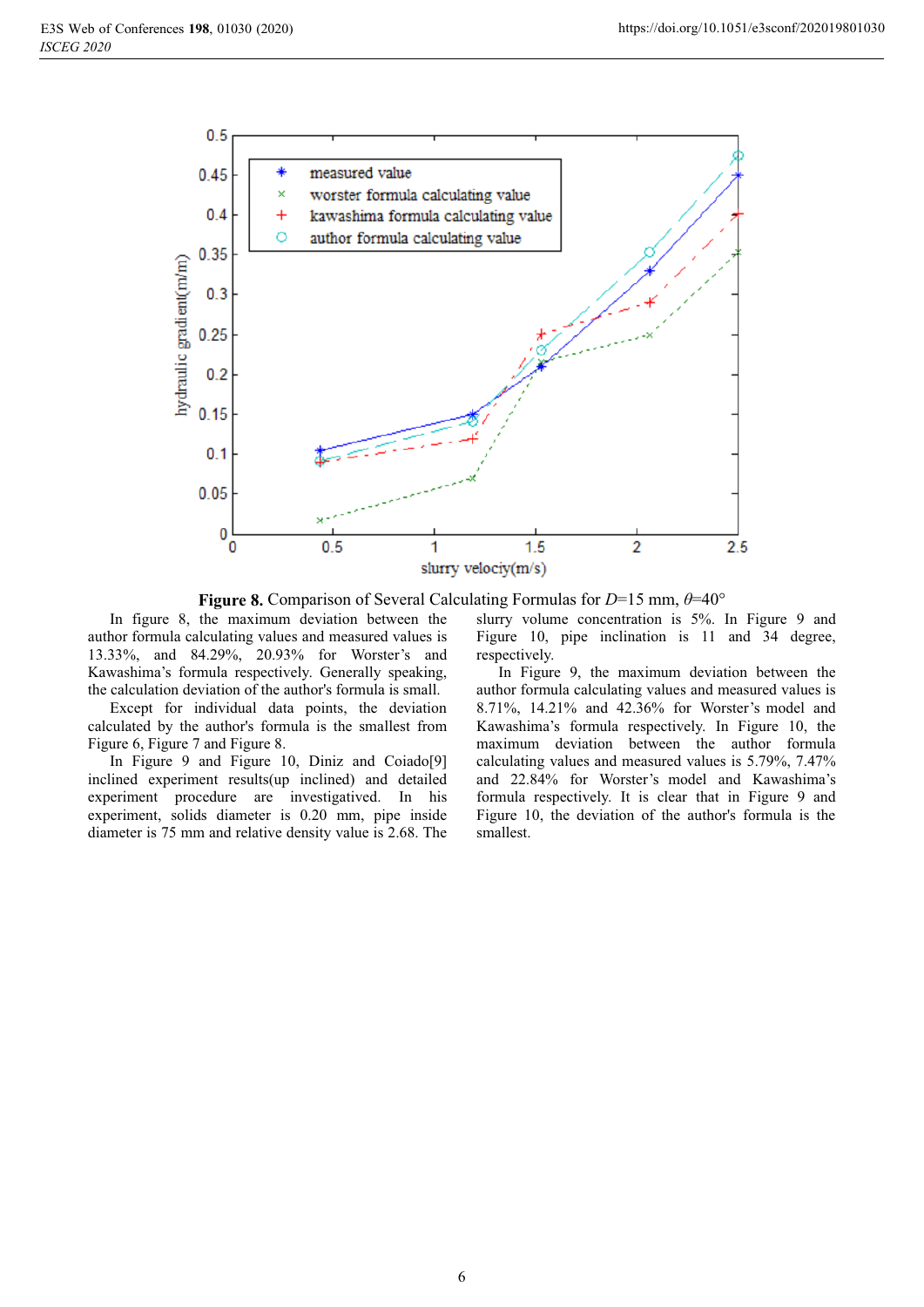**Figure 8.** Comparison of Several Calculating Formulas for $D$=15 mm, $\theta$=40°

In figure 8, the maximum deviation between the author formula calculating values and measured values is 13.33%, and 84.29%, 20.93% for Worster's and Kawashima's formula respectively. Generally speaking, the calculation deviation of the author's formula is small.

Except for individual data points, the deviation calculated by the author's formula is the smallest from Figure 6, Figure 7 and Figure 8.

In Figure 9 and Figure 10, Diniz and Coiado[9] inclined experiment results(up inclined) and detailed experiment procedure are investigated. In his experiment, solids diameter is 0.20 mm, pipe inside diameter is 75 mm and relative density value is 2.68. The slurry volume concentration is 5%. In Figure 9 and Figure 10, pipe inclination is 11 and 34 degree, respectively.

In Figure 9, the maximum deviation between the author formula calculating values and measured values is 8.71%, 14.21% and 42.36% for Worster's model and Kawashima's formula respectively. In Figure 10, the maximum deviation between the author formula calculating values and measured values is 5.79%, 7.47% and 22.84% for Worster's model and Kawashima's formula respectively. It is clear that in Figure 9 and Figure 10, the deviation of the author's formula is the smallest.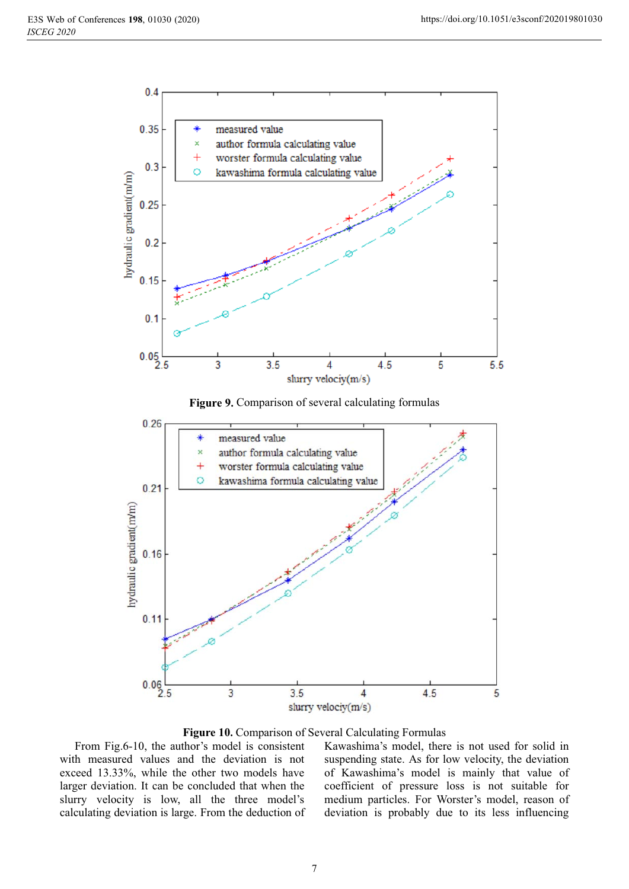Figure 9. Comparison of several calculating formulas

Figure 10. Comparison of Several Calculating Formulas

From Fig.6-10, the author's model is consistent with measured values and the deviation is not exceed 13.33%, while the other two models have larger deviation. It can be concluded that when the slurry velocity is low, all the three model's calculating deviation is large. From the deduction of Kawashima's model, there is not used for solid in suspending state. As for low velocity, the deviation of Kawashima's model is mainly that value of coefficient of pressure loss is not suitable for medium particles. For Worster's model, reason of deviation is probably due to its less influencing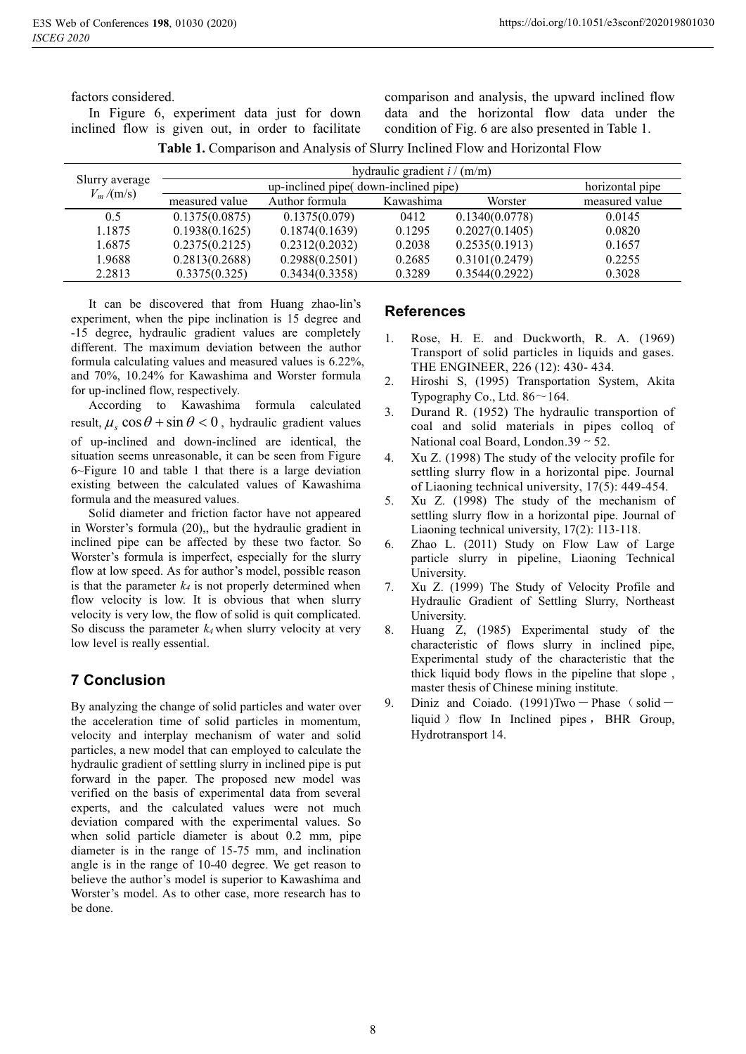factors considered.

In Figure 6, experiment data just for down inclined flow is given out, in order to facilitate comparison and analysis, the upward inclined flow data and the horizontal flow data under the condition of Fig. 6 are also presented in Table 1.

**Table 1.** Comparison and Analysis of Slurry Inclined Flow and Horizontal Flow

| Slurry average $V_m$ /(m/s) | hydraulic gradient $i$ / (m/m) | | | | |
|---|---|---|---|---|---|
| | up-inclined pipe( down-inclined pipe) | | | | horizontal pipe |
| | measured value | Author formula | Kawashima | Worster | measured value |
| 0.5 | 0.1375(0.0875) | 0.1375(0.079) | 0412 | 0.1340(0.0778) | 0.0145 |
| 1.1875 | 0.1938(0.1625) | 0.1874(0.1639) | 0.1295 | 0.2027(0.1405) | 0.0820 |
| 1.6875 | 0.2375(0.2125) | 0.2312(0.2032) | 0.2038 | 0.2535(0.1913) | 0.1657 |
| 1.9688 | 0.2813(0.2688) | 0.2988(0.2501) | 0.2685 | 0.3101(0.2479) | 0.2255 |
| 2.2813 | 0.3375(0.325) | 0.3434(0.3358) | 0.3289 | 0.3544(0.2922) | 0.3028 |

It can be discovered that from Huang zhao-lin's experiment, when the pipe inclination is 15 degree and -15 degree, hydraulic gradient values are completely different. The maximum deviation between the author formula calculating values and measured values is 6.22%, and 70%, 10.24% for Kawashima and Worster formula for up-inclined flow, respectively.

According to Kawashima formula calculated result, $\mu_s \cos\theta + \sin\theta < 0$, hydraulic gradient values of up-inclined and down-inclined are identical, the situation seems unreasonable, it can be seen from Figure 6~Figure 10 and table 1 that there is a large deviation existing between the calculated values of Kawashima formula and the measured values.

Solid diameter and friction factor have not appeared in Worster's formula (20),, but the hydraulic gradient in inclined pipe can be affected by these two factor. So Worster's formula is imperfect, especially for the slurry flow at low speed. As for author's model, possible reason is that the parameter $k_4$ is not properly determined when flow velocity is low. It is obvious that when slurry velocity is very low, the flow of solid is quit complicated. So discuss the parameter $k_4$ when slurry velocity at very low level is really essential.

## 7 Conclusion

By analyzing the change of solid particles and water over the acceleration time of solid particles in momentum, velocity and interplay mechanism of water and solid particles, a new model that can employed to calculate the hydraulic gradient of settling slurry in inclined pipe is put forward in the paper. The proposed new model was verified on the basis of experimental data from several experts, and the calculated values were not much deviation compared with the experimental values. So when solid particle diameter is about 0.2 mm, pipe diameter is in the range of 15-75 mm, and inclination angle is in the range of 10-40 degree. We get reason to believe the author's model is superior to Kawashima and Worster's model. As to other case, more research has to be done.

## References

1. Rose, H. E. and Duckworth, R. A. (1969) Transport of solid particles in liquids and gases. THE ENGINEER, 226 (12): 430- 434.
2. Hiroshi S, (1995) Transportation System, Akita Typography Co., Ltd. 86～164.
3. Durand R. (1952) The hydraulic transportion of coal and solid materials in pipes colloq of National coal Board, London.39 ~ 52.
4. Xu Z. (1998) The study of the velocity profile for settling slurry flow in a horizontal pipe. Journal of Liaoning technical university, 17(5): 449-454.
5. Xu Z. (1998) The study of the mechanism of settling slurry flow in a horizontal pipe. Journal of Liaoning technical university, 17(2): 113-118.
6. Zhao L. (2011) Study on Flow Law of Large particle slurry in pipeline, Liaoning Technical University.
7. Xu Z. (1999) The Study of Velocity Profile and Hydraulic Gradient of Settling Slurry, Northeast University.
8. Huang Z, (1985) Experimental study of the characteristic of flows slurry in inclined pipe, Experimental study of the characteristic that the thick liquid body flows in the pipeline that slope , master thesis of Chinese mining institute.
9. Diniz and Coiado. (1991)Two－Phase（solid－liquid）flow In Inclined pipes，BHR Group, Hydrotransport 14.